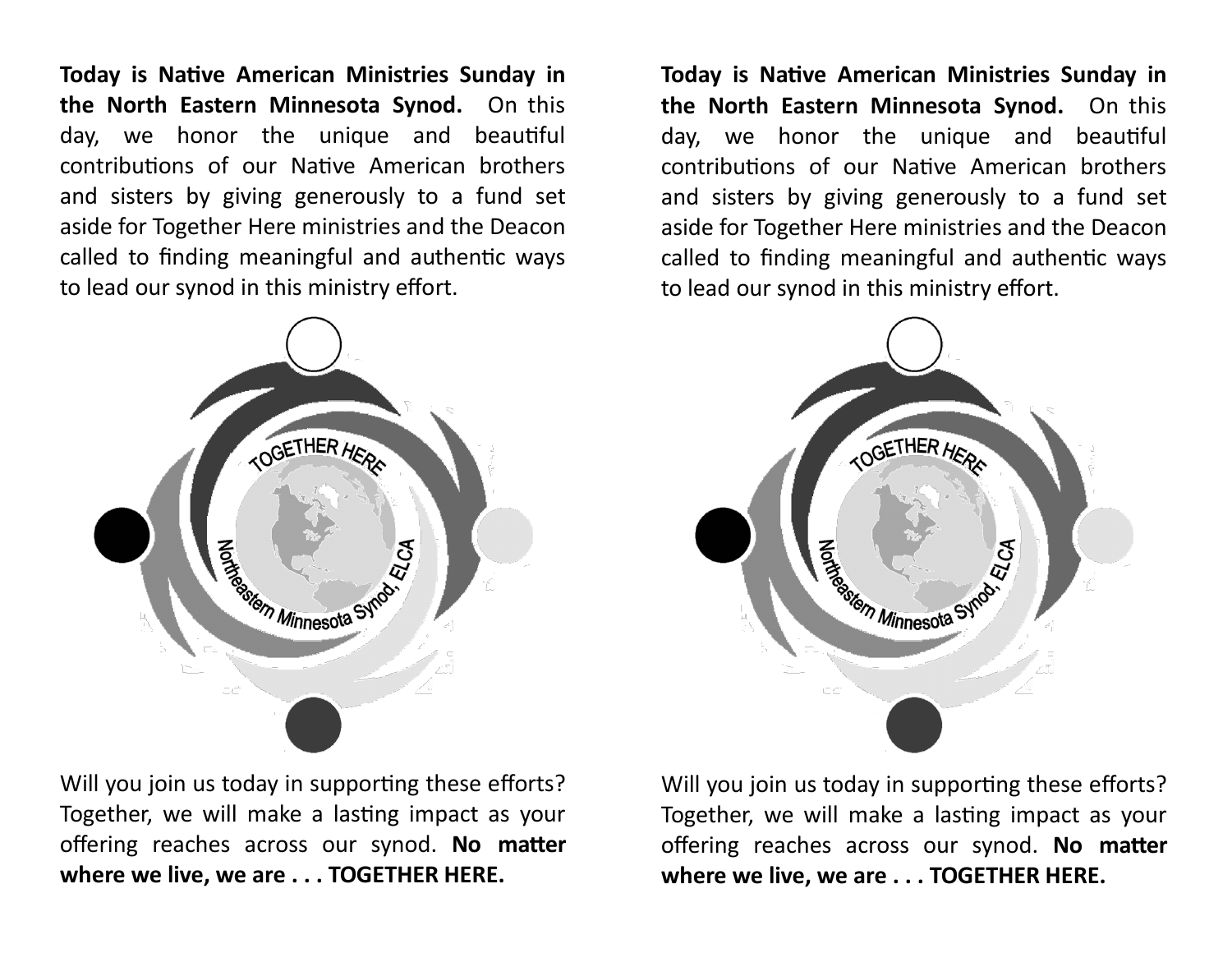**Today is Native American Ministries Sunday in the North Eastern Minnesota Synod.** On this day, we honor the unique and beautiful contributions of our Native American brothers and sisters by giving generously to a fund set aside for Together Here ministries and the Deacon called to finding meaningful and authentic ways to lead our synod in this ministry effort.

TOGETHER HERE

Northeastern Minnesota Synod, ELCA

Will you join us today in supporting these efforts? Together, we will make a lasting impact as your offering reaches across our synod. **No matter where we live, we are . . . TOGETHER HERE.**

**Today is Native American Ministries Sunday in the North Eastern Minnesota Synod.** On this day, we honor the unique and beautiful contributions of our Native American brothers and sisters by giving generously to a fund set aside for Together Here ministries and the Deacon called to finding meaningful and authentic ways to lead our synod in this ministry effort.

TOGETHER HERE

Northeastern Minnesota Synod, ELCA

Will you join us today in supporting these efforts? Together, we will make a lasting impact as your offering reaches across our synod. **No matter where we live, we are . . . TOGETHER HERE.**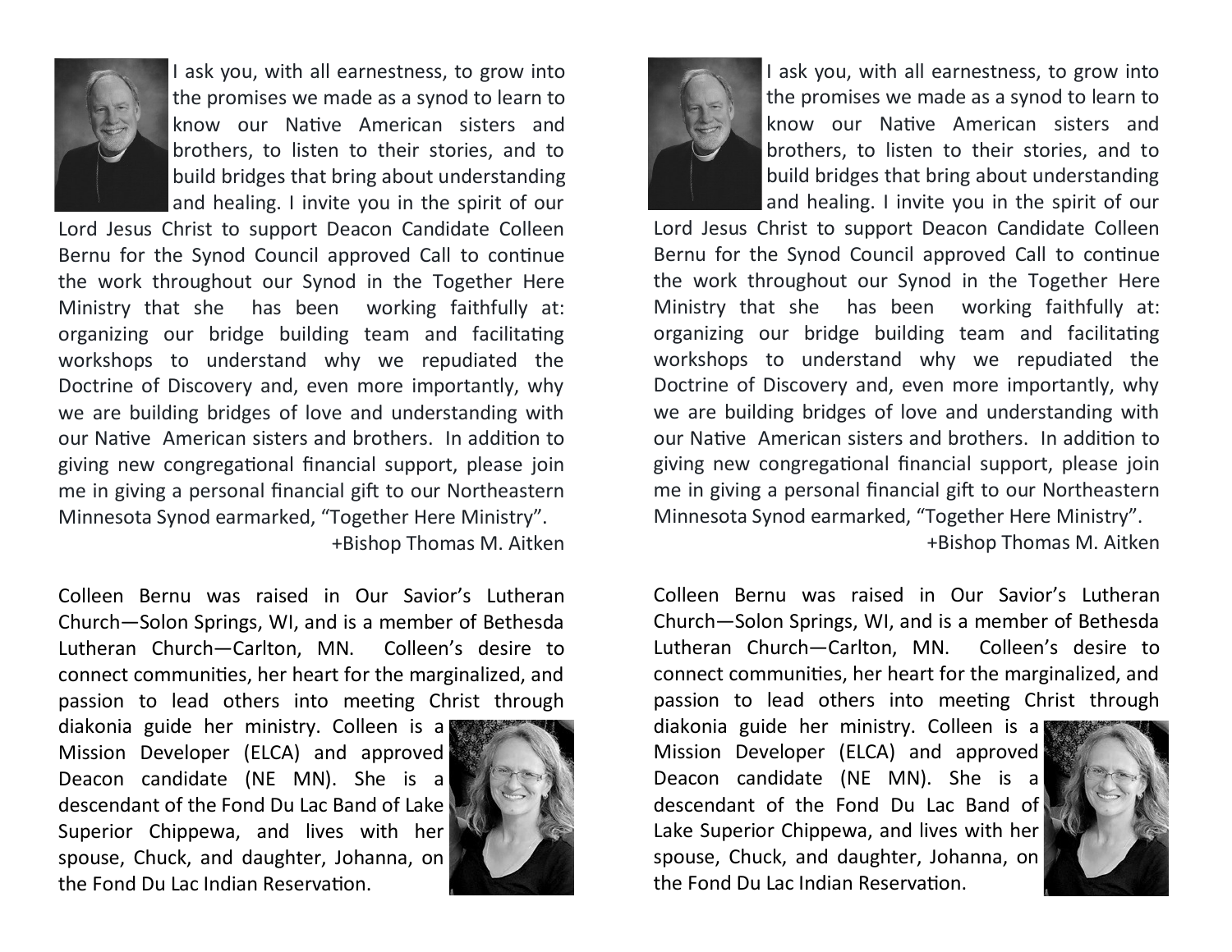I ask you, with all earnestness, to grow into the promises we made as a synod to learn to know our Native American sisters and brothers, to listen to their stories, and to build bridges that bring about understanding and healing. I invite you in the spirit of our Lord Jesus Christ to support Deacon Candidate Colleen Bernu for the Synod Council approved Call to continue the work throughout our Synod in the Together Here Ministry that she has been working faithfully at: organizing our bridge building team and facilitating workshops to understand why we repudiated the Doctrine of Discovery and, even more importantly, why we are building bridges of love and understanding with our Native American sisters and brothers. In addition to giving new congregational financial support, please join me in giving a personal financial gift to our Northeastern Minnesota Synod earmarked, "Together Here Ministry".

+Bishop Thomas M. Aitken

Colleen Bernu was raised in Our Savior's Lutheran Church—Solon Springs, WI, and is a member of Bethesda Lutheran Church—Carlton, MN. Colleen's desire to connect communities, her heart for the marginalized, and passion to lead others into meeting Christ through diakonia guide her ministry. Colleen is a Mission Developer (ELCA) and approved Deacon candidate (NE MN). She is a descendant of the Fond Du Lac Band of Lake Superior Chippewa, and lives with her spouse, Chuck, and daughter, Johanna, on the Fond Du Lac Indian Reservation.

I ask you, with all earnestness, to grow into the promises we made as a synod to learn to know our Native American sisters and brothers, to listen to their stories, and to build bridges that bring about understanding and healing. I invite you in the spirit of our Lord Jesus Christ to support Deacon Candidate Colleen Bernu for the Synod Council approved Call to continue the work throughout our Synod in the Together Here Ministry that she has been working faithfully at: organizing our bridge building team and facilitating workshops to understand why we repudiated the Doctrine of Discovery and, even more importantly, why we are building bridges of love and understanding with our Native American sisters and brothers. In addition to giving new congregational financial support, please join me in giving a personal financial gift to our Northeastern Minnesota Synod earmarked, "Together Here Ministry".

+Bishop Thomas M. Aitken

Colleen Bernu was raised in Our Savior's Lutheran Church—Solon Springs, WI, and is a member of Bethesda Lutheran Church—Carlton, MN. Colleen's desire to connect communities, her heart for the marginalized, and passion to lead others into meeting Christ through diakonia guide her ministry. Colleen is a Mission Developer (ELCA) and approved Deacon candidate (NE MN). She is a descendant of the Fond Du Lac Band of Lake Superior Chippewa, and lives with her spouse, Chuck, and daughter, Johanna, on the Fond Du Lac Indian Reservation.